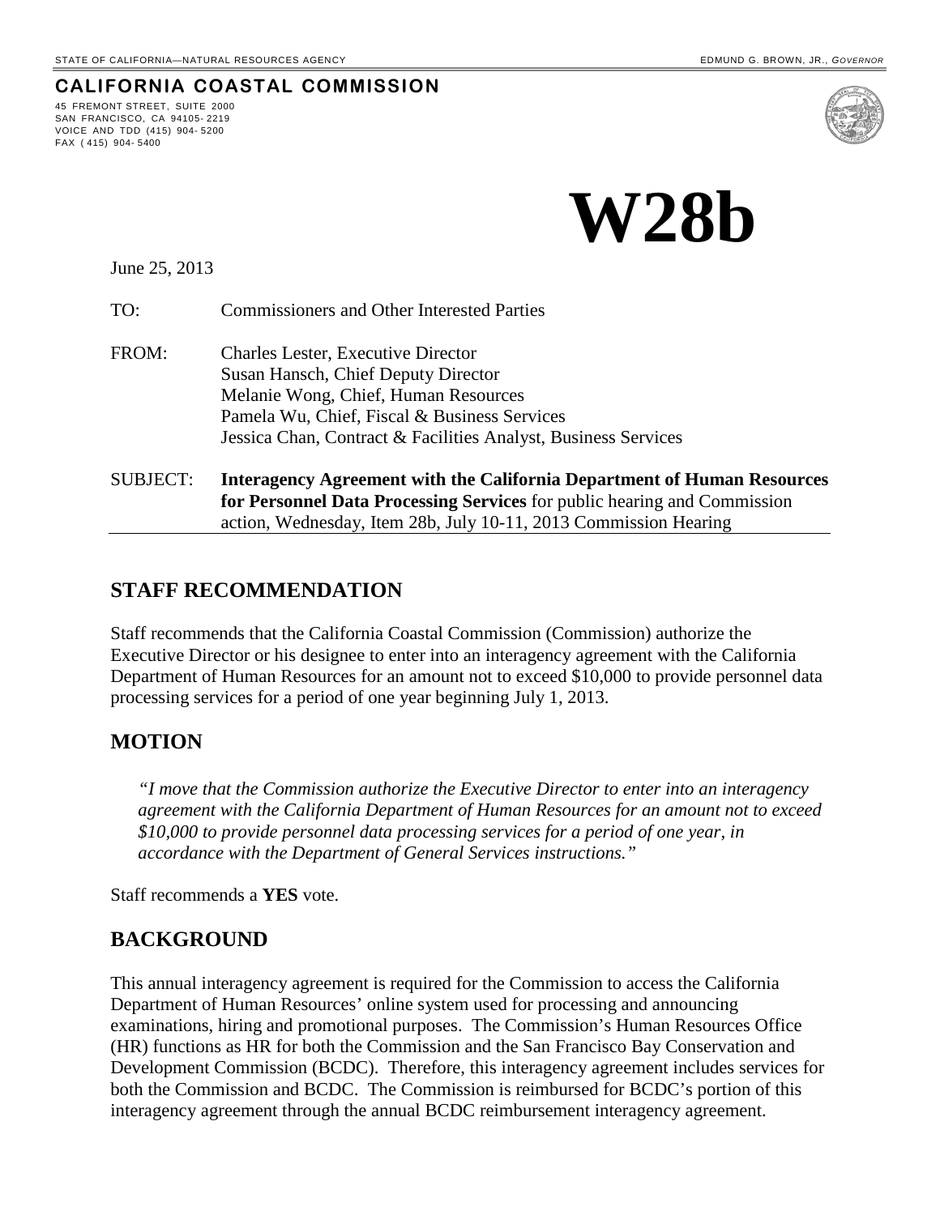STATE OF CALIFORNIA—NATURAL RESOURCES AGENCY EDMUND G. BROWN, JR., *GOVERNOR*

**CALIFORNIA COASTAL COMMISSION**

45 FREMONT STREET, SUITE 2000
SAN FRANCISCO, CA 94105-2219
VOICE AND TDD (415) 904-5200
FAX (415) 904-5400

# W28b

June 25, 2013

TO: Commissioners and Other Interested Parties

FROM: Charles Lester, Executive Director
Susan Hansch, Chief Deputy Director
Melanie Wong, Chief, Human Resources
Pamela Wu, Chief, Fiscal & Business Services
Jessica Chan, Contract & Facilities Analyst, Business Services

SUBJECT: **Interagency Agreement with the California Department of Human Resources for Personnel Data Processing Services** for public hearing and Commission action, Wednesday, Item 28b, July 10-11, 2013 Commission Hearing

## STAFF RECOMMENDATION

Staff recommends that the California Coastal Commission (Commission) authorize the Executive Director or his designee to enter into an interagency agreement with the California Department of Human Resources for an amount not to exceed $10,000 to provide personnel data processing services for a period of one year beginning July 1, 2013.

## MOTION

*"I move that the Commission authorize the Executive Director to enter into an interagency agreement with the California Department of Human Resources for an amount not to exceed $10,000 to provide personnel data processing services for a period of one year, in accordance with the Department of General Services instructions."*

Staff recommends a **YES** vote.

## BACKGROUND

This annual interagency agreement is required for the Commission to access the California Department of Human Resources' online system used for processing and announcing examinations, hiring and promotional purposes. The Commission's Human Resources Office (HR) functions as HR for both the Commission and the San Francisco Bay Conservation and Development Commission (BCDC). Therefore, this interagency agreement includes services for both the Commission and BCDC. The Commission is reimbursed for BCDC's portion of this interagency agreement through the annual BCDC reimbursement interagency agreement.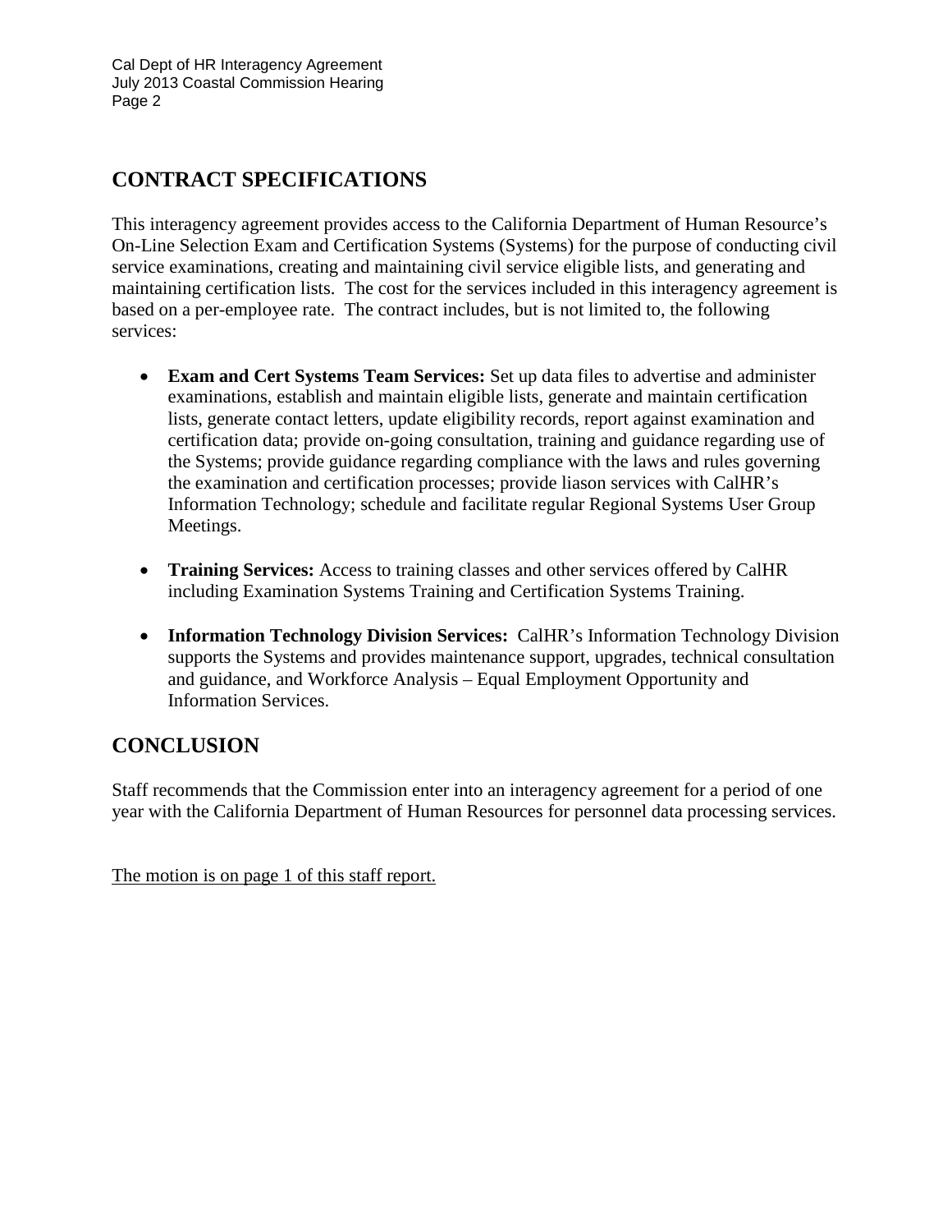## CONTRACT SPECIFICATIONS

This interagency agreement provides access to the California Department of Human Resource's On-Line Selection Exam and Certification Systems (Systems) for the purpose of conducting civil service examinations, creating and maintaining civil service eligible lists, and generating and maintaining certification lists. The cost for the services included in this interagency agreement is based on a per-employee rate. The contract includes, but is not limited to, the following services:

- **Exam and Cert Systems Team Services:** Set up data files to advertise and administer examinations, establish and maintain eligible lists, generate and maintain certification lists, generate contact letters, update eligibility records, report against examination and certification data; provide on-going consultation, training and guidance regarding use of the Systems; provide guidance regarding compliance with the laws and rules governing the examination and certification processes; provide liason services with CalHR's Information Technology; schedule and facilitate regular Regional Systems User Group Meetings.

- **Training Services:** Access to training classes and other services offered by CalHR including Examination Systems Training and Certification Systems Training.

- **Information Technology Division Services:** CalHR's Information Technology Division supports the Systems and provides maintenance support, upgrades, technical consultation and guidance, and Workforce Analysis – Equal Employment Opportunity and Information Services.

## CONCLUSION

Staff recommends that the Commission enter into an interagency agreement for a period of one year with the California Department of Human Resources for personnel data processing services.

The motion is on page 1 of this staff report.